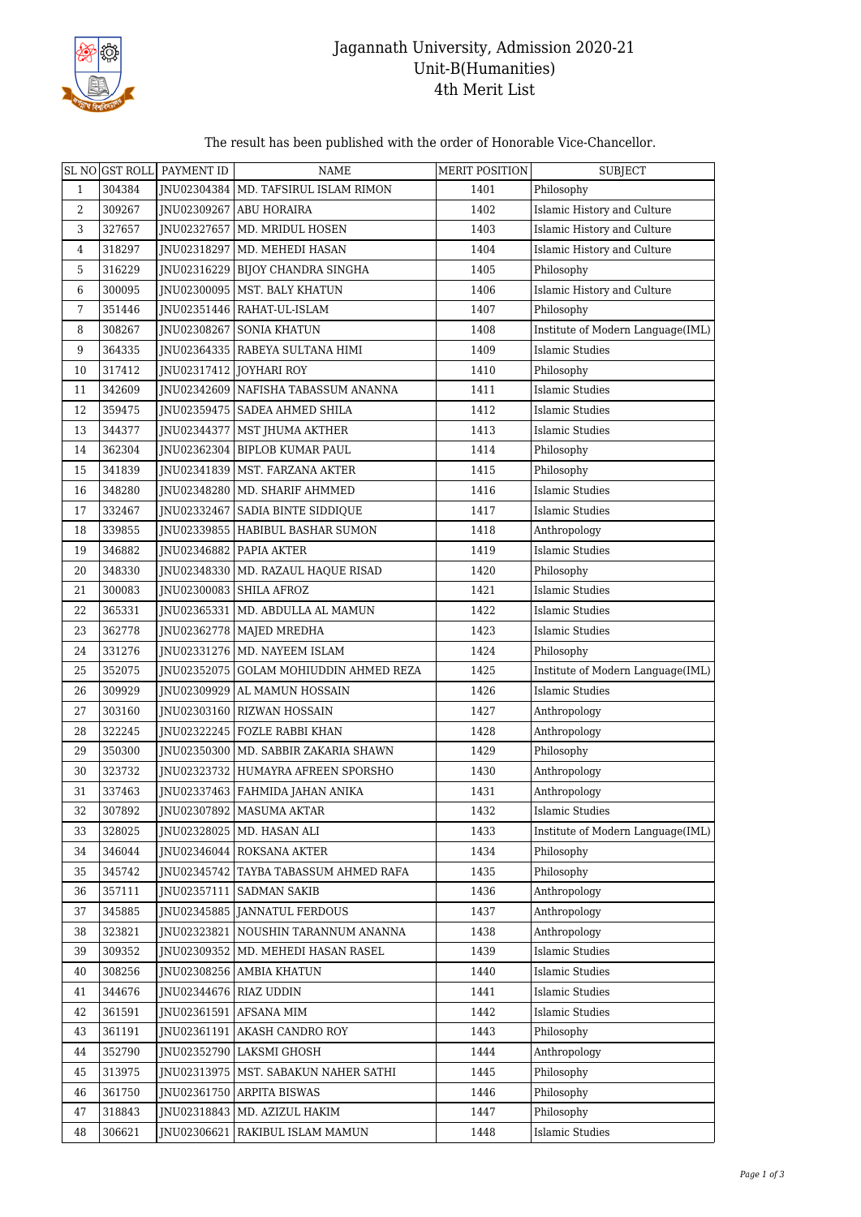# Jagannath University, Admission 2020-21
## Unit-B(Humanities)
## 4th Merit List

The result has been published with the order of Honorable Vice-Chancellor.

| SL NO | GST ROLL | PAYMENT ID | NAME | MERIT POSITION | SUBJECT |
|---|---|---|---|---|---|
| 1 | 304384 | JNU02304384 | MD. TAFSIRUL ISLAM RIMON | 1401 | Philosophy |
| 2 | 309267 | JNU02309267 | ABU HORAIRA | 1402 | Islamic History and Culture |
| 3 | 327657 | JNU02327657 | MD. MRIDUL HOSEN | 1403 | Islamic History and Culture |
| 4 | 318297 | JNU02318297 | MD. MEHEDI HASAN | 1404 | Islamic History and Culture |
| 5 | 316229 | JNU02316229 | BIJOY CHANDRA SINGHA | 1405 | Philosophy |
| 6 | 300095 | JNU02300095 | MST. BALY KHATUN | 1406 | Islamic History and Culture |
| 7 | 351446 | JNU02351446 | RAHAT-UL-ISLAM | 1407 | Philosophy |
| 8 | 308267 | JNU02308267 | SONIA KHATUN | 1408 | Institute of Modern Language(IML) |
| 9 | 364335 | JNU02364335 | RABEYA SULTANA HIMI | 1409 | Islamic Studies |
| 10 | 317412 | JNU02317412 | JOYHARI ROY | 1410 | Philosophy |
| 11 | 342609 | JNU02342609 | NAFISHA TABASSUM ANANNA | 1411 | Islamic Studies |
| 12 | 359475 | JNU02359475 | SADEA AHMED SHILA | 1412 | Islamic Studies |
| 13 | 344377 | JNU02344377 | MST JHUMA AKTHER | 1413 | Islamic Studies |
| 14 | 362304 | JNU02362304 | BIPLOB KUMAR PAUL | 1414 | Philosophy |
| 15 | 341839 | JNU02341839 | MST. FARZANA AKTER | 1415 | Philosophy |
| 16 | 348280 | JNU02348280 | MD. SHARIF AHMMED | 1416 | Islamic Studies |
| 17 | 332467 | JNU02332467 | SADIA BINTE SIDDIQUE | 1417 | Islamic Studies |
| 18 | 339855 | JNU02339855 | HABIBUL BASHAR SUMON | 1418 | Anthropology |
| 19 | 346882 | JNU02346882 | PAPIA AKTER | 1419 | Islamic Studies |
| 20 | 348330 | JNU02348330 | MD. RAZAUL HAQUE RISAD | 1420 | Philosophy |
| 21 | 300083 | JNU02300083 | SHILA AFROZ | 1421 | Islamic Studies |
| 22 | 365331 | JNU02365331 | MD. ABDULLA AL MAMUN | 1422 | Islamic Studies |
| 23 | 362778 | JNU02362778 | MAJED MREDHA | 1423 | Islamic Studies |
| 24 | 331276 | JNU02331276 | MD. NAYEEM ISLAM | 1424 | Philosophy |
| 25 | 352075 | JNU02352075 | GOLAM MOHIUDDIN AHMED REZA | 1425 | Institute of Modern Language(IML) |
| 26 | 309929 | JNU02309929 | AL MAMUN HOSSAIN | 1426 | Islamic Studies |
| 27 | 303160 | JNU02303160 | RIZWAN HOSSAIN | 1427 | Anthropology |
| 28 | 322245 | JNU02322245 | FOZLE RABBI KHAN | 1428 | Anthropology |
| 29 | 350300 | JNU02350300 | MD. SABBIR ZAKARIA SHAWN | 1429 | Philosophy |
| 30 | 323732 | JNU02323732 | HUMAYRA AFREEN SPORSHO | 1430 | Anthropology |
| 31 | 337463 | JNU02337463 | FAHMIDA JAHAN ANIKA | 1431 | Anthropology |
| 32 | 307892 | JNU02307892 | MASUMA AKTAR | 1432 | Islamic Studies |
| 33 | 328025 | JNU02328025 | MD. HASAN ALI | 1433 | Institute of Modern Language(IML) |
| 34 | 346044 | JNU02346044 | ROKSANA AKTER | 1434 | Philosophy |
| 35 | 345742 | JNU02345742 | TAYBA TABASSUM AHMED RAFA | 1435 | Philosophy |
| 36 | 357111 | JNU02357111 | SADMAN SAKIB | 1436 | Anthropology |
| 37 | 345885 | JNU02345885 | JANNATUL FERDOUS | 1437 | Anthropology |
| 38 | 323821 | JNU02323821 | NOUSHIN TARANNUM ANANNA | 1438 | Anthropology |
| 39 | 309352 | JNU02309352 | MD. MEHEDI HASAN RASEL | 1439 | Islamic Studies |
| 40 | 308256 | JNU02308256 | AMBIA KHATUN | 1440 | Islamic Studies |
| 41 | 344676 | JNU02344676 | RIAZ UDDIN | 1441 | Islamic Studies |
| 42 | 361591 | JNU02361591 | AFSANA MIM | 1442 | Islamic Studies |
| 43 | 361191 | JNU02361191 | AKASH CANDRO ROY | 1443 | Philosophy |
| 44 | 352790 | JNU02352790 | LAKSMI GHOSH | 1444 | Anthropology |
| 45 | 313975 | JNU02313975 | MST. SABAKUN NAHER SATHI | 1445 | Philosophy |
| 46 | 361750 | JNU02361750 | ARPITA BISWAS | 1446 | Philosophy |
| 47 | 318843 | JNU02318843 | MD. AZIZUL HAKIM | 1447 | Philosophy |
| 48 | 306621 | JNU02306621 | RAKIBUL ISLAM MAMUN | 1448 | Islamic Studies |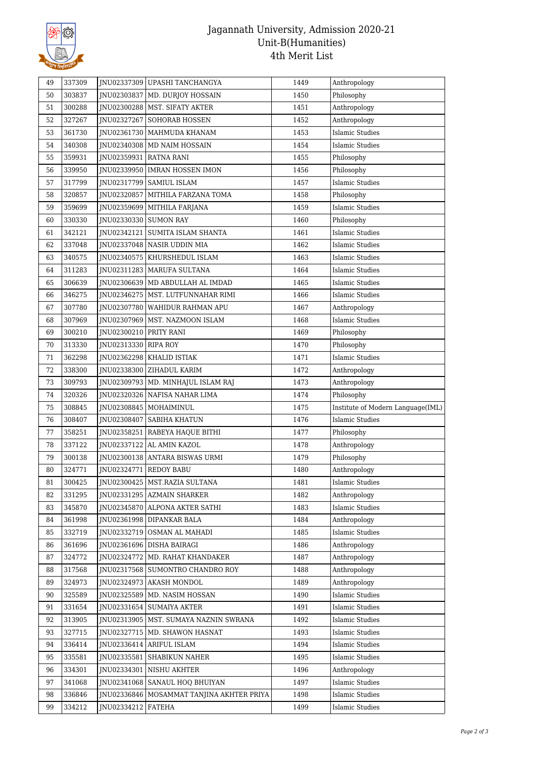# Jagannath University, Admission 2020-21
## Unit-B(Humanities)
## 4th Merit List

| | | | | | |
|---|---|---|---|---|---|
| 49 | 337309 | JNU02337309 | UPASHI TANCHANGYA | 1449 | Anthropology |
| 50 | 303837 | JNU02303837 | MD. DURJOY HOSSAIN | 1450 | Philosophy |
| 51 | 300288 | JNU02300288 | MST. SIFATY AKTER | 1451 | Anthropology |
| 52 | 327267 | JNU02327267 | SOHORAB HOSSEN | 1452 | Anthropology |
| 53 | 361730 | JNU02361730 | MAHMUDA KHANAM | 1453 | Islamic Studies |
| 54 | 340308 | JNU02340308 | MD NAIM HOSSAIN | 1454 | Islamic Studies |
| 55 | 359931 | JNU02359931 | RATNA RANI | 1455 | Philosophy |
| 56 | 339950 | JNU02339950 | IMRAN HOSSEN IMON | 1456 | Philosophy |
| 57 | 317799 | JNU02317799 | SAMIUL ISLAM | 1457 | Islamic Studies |
| 58 | 320857 | JNU02320857 | MITHILA FARZANA TOMA | 1458 | Philosophy |
| 59 | 359699 | JNU02359699 | MITHILA FARJANA | 1459 | Islamic Studies |
| 60 | 330330 | JNU02330330 | SUMON RAY | 1460 | Philosophy |
| 61 | 342121 | JNU02342121 | SUMITA ISLAM SHANTA | 1461 | Islamic Studies |
| 62 | 337048 | JNU02337048 | NASIR UDDIN MIA | 1462 | Islamic Studies |
| 63 | 340575 | JNU02340575 | KHURSHEDUL ISLAM | 1463 | Islamic Studies |
| 64 | 311283 | JNU02311283 | MARUFA SULTANA | 1464 | Islamic Studies |
| 65 | 306639 | JNU02306639 | MD ABDULLAH AL IMDAD | 1465 | Islamic Studies |
| 66 | 346275 | JNU02346275 | MST. LUTFUNNAHAR RIMI | 1466 | Islamic Studies |
| 67 | 307780 | JNU02307780 | WAHIDUR RAHMAN APU | 1467 | Anthropology |
| 68 | 307969 | JNU02307969 | MST. NAZMOON ISLAM | 1468 | Islamic Studies |
| 69 | 300210 | JNU02300210 | PRITY RANI | 1469 | Philosophy |
| 70 | 313330 | JNU02313330 | RIPA ROY | 1470 | Philosophy |
| 71 | 362298 | JNU02362298 | KHALID ISTIAK | 1471 | Islamic Studies |
| 72 | 338300 | JNU02338300 | ZIHADUL KARIM | 1472 | Anthropology |
| 73 | 309793 | JNU02309793 | MD. MINHAJUL ISLAM RAJ | 1473 | Anthropology |
| 74 | 320326 | JNU02320326 | NAFISA NAHAR LIMA | 1474 | Philosophy |
| 75 | 308845 | JNU02308845 | MOHAIMINUL | 1475 | Institute of Modern Language(IML) |
| 76 | 308407 | JNU02308407 | SABIHA KHATUN | 1476 | Islamic Studies |
| 77 | 358251 | JNU02358251 | RABEYA HAQUE BITHI | 1477 | Philosophy |
| 78 | 337122 | JNU02337122 | AL AMIN KAZOL | 1478 | Anthropology |
| 79 | 300138 | JNU02300138 | ANTARA BISWAS URMI | 1479 | Philosophy |
| 80 | 324771 | JNU02324771 | REDOY BABU | 1480 | Anthropology |
| 81 | 300425 | JNU02300425 | MST.RAZIA SULTANA | 1481 | Islamic Studies |
| 82 | 331295 | JNU02331295 | AZMAIN SHARKER | 1482 | Anthropology |
| 83 | 345870 | JNU02345870 | ALPONA AKTER SATHI | 1483 | Islamic Studies |
| 84 | 361998 | JNU02361998 | DIPANKAR BALA | 1484 | Anthropology |
| 85 | 332719 | JNU02332719 | OSMAN AL MAHADI | 1485 | Islamic Studies |
| 86 | 361696 | JNU02361696 | DISHA BAIRAGI | 1486 | Anthropology |
| 87 | 324772 | JNU02324772 | MD. RAHAT KHANDAKER | 1487 | Anthropology |
| 88 | 317568 | JNU02317568 | SUMONTRO CHANDRO ROY | 1488 | Anthropology |
| 89 | 324973 | JNU02324973 | AKASH MONDOL | 1489 | Anthropology |
| 90 | 325589 | JNU02325589 | MD. NASIM HOSSAN | 1490 | Islamic Studies |
| 91 | 331654 | JNU02331654 | SUMAIYA AKTER | 1491 | Islamic Studies |
| 92 | 313905 | JNU02313905 | MST. SUMAYA NAZNIN SWRANA | 1492 | Islamic Studies |
| 93 | 327715 | JNU02327715 | MD. SHAWON HASNAT | 1493 | Islamic Studies |
| 94 | 336414 | JNU02336414 | ARIFUL ISLAM | 1494 | Islamic Studies |
| 95 | 335581 | JNU02335581 | SHABIKUN NAHER | 1495 | Islamic Studies |
| 96 | 334301 | JNU02334301 | NISHU AKHTER | 1496 | Anthropology |
| 97 | 341068 | JNU02341068 | SANAUL HOQ BHUIYAN | 1497 | Islamic Studies |
| 98 | 336846 | JNU02336846 | MOSAMMAT TANJINA AKHTER PRIYA | 1498 | Islamic Studies |
| 99 | 334212 | JNU02334212 | FATEHA | 1499 | Islamic Studies |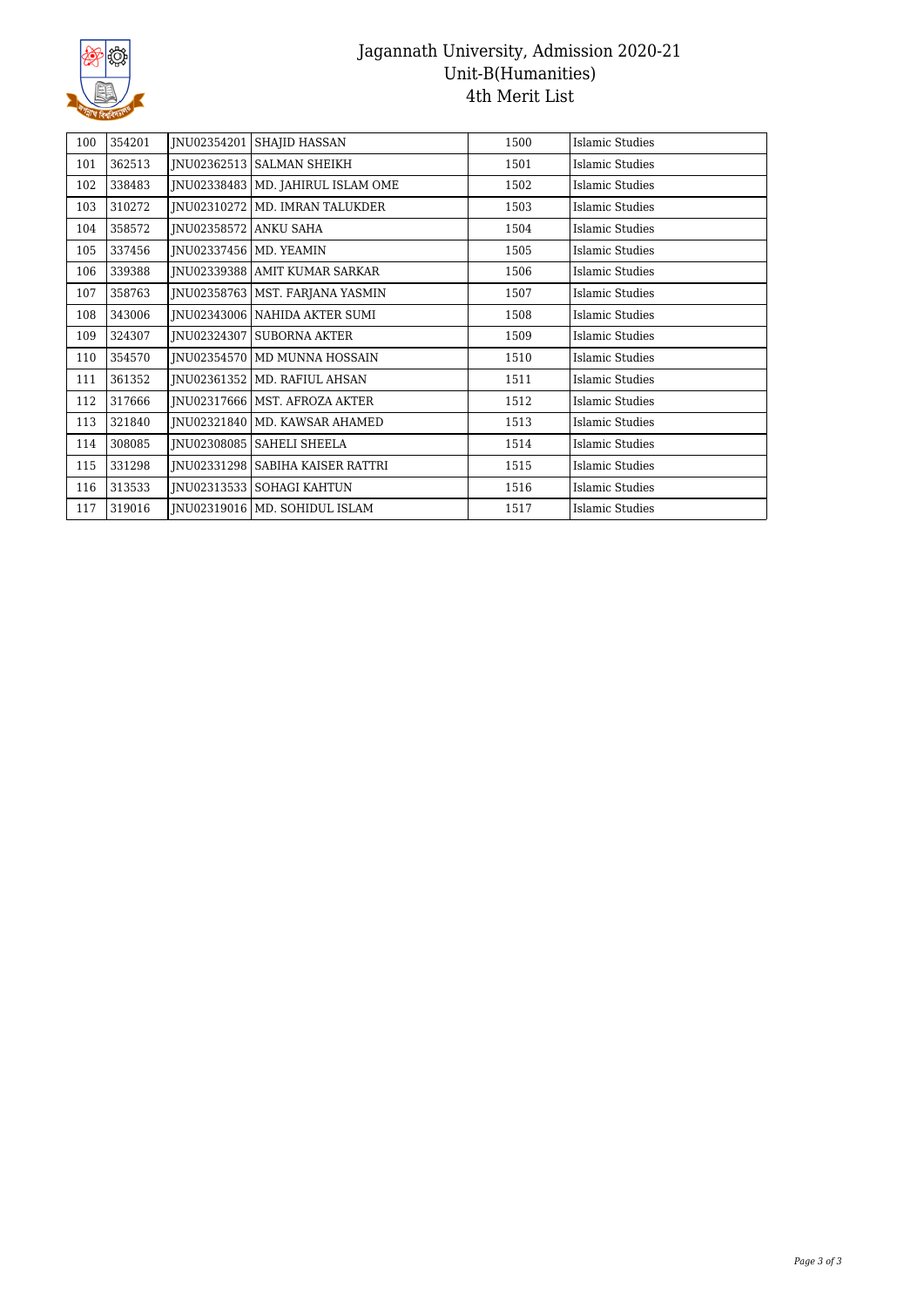# Jagannath University, Admission 2020-21
## Unit-B(Humanities)
## 4th Merit List

| | | | | | |
|---|---|---|---|---|---|
| 100 | 354201 | JNU02354201 | SHAJID HASSAN | 1500 | Islamic Studies |
| 101 | 362513 | JNU02362513 | SALMAN SHEIKH | 1501 | Islamic Studies |
| 102 | 338483 | JNU02338483 | MD. JAHIRUL ISLAM OME | 1502 | Islamic Studies |
| 103 | 310272 | JNU02310272 | MD. IMRAN TALUKDER | 1503 | Islamic Studies |
| 104 | 358572 | JNU02358572 | ANKU SAHA | 1504 | Islamic Studies |
| 105 | 337456 | JNU02337456 | MD. YEAMIN | 1505 | Islamic Studies |
| 106 | 339388 | JNU02339388 | AMIT KUMAR SARKAR | 1506 | Islamic Studies |
| 107 | 358763 | JNU02358763 | MST. FARJANA YASMIN | 1507 | Islamic Studies |
| 108 | 343006 | JNU02343006 | NAHIDA AKTER SUMI | 1508 | Islamic Studies |
| 109 | 324307 | JNU02324307 | SUBORNA AKTER | 1509 | Islamic Studies |
| 110 | 354570 | JNU02354570 | MD MUNNA HOSSAIN | 1510 | Islamic Studies |
| 111 | 361352 | JNU02361352 | MD. RAFIUL AHSAN | 1511 | Islamic Studies |
| 112 | 317666 | JNU02317666 | MST. AFROZA AKTER | 1512 | Islamic Studies |
| 113 | 321840 | JNU02321840 | MD. KAWSAR AHAMED | 1513 | Islamic Studies |
| 114 | 308085 | JNU02308085 | SAHELI SHEELA | 1514 | Islamic Studies |
| 115 | 331298 | JNU02331298 | SABIHA KAISER RATTRI | 1515 | Islamic Studies |
| 116 | 313533 | JNU02313533 | SOHAGI KAHTUN | 1516 | Islamic Studies |
| 117 | 319016 | JNU02319016 | MD. SOHIDUL ISLAM | 1517 | Islamic Studies |